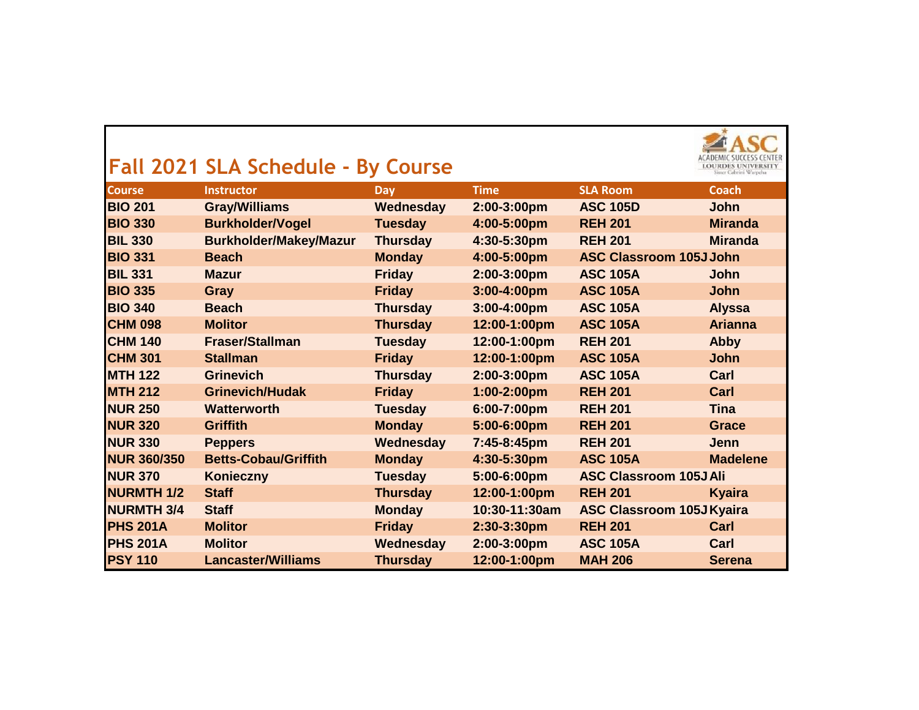# Fall 2021 SLA Schedule - By Course

ASC ACADEMIC SUCCESS CENTER LOURDES UNIVERSITY Sister Cabrini Warpeha

| Course | Instructor | Day | Time | SLA Room | Coach |
|---|---|---|---|---|---|
| BIO 201 | Gray/Williams | Wednesday | 2:00-3:00pm | ASC 105D | John |
| BIO 330 | Burkholder/Vogel | Tuesday | 4:00-5:00pm | REH 201 | Miranda |
| BIL 330 | Burkholder/Makey/Mazur | Thursday | 4:30-5:30pm | REH 201 | Miranda |
| BIO 331 | Beach | Monday | 4:00-5:00pm | ASC Classroom 105J | John |
| BIL 331 | Mazur | Friday | 2:00-3:00pm | ASC 105A | John |
| BIO 335 | Gray | Friday | 3:00-4:00pm | ASC 105A | John |
| BIO 340 | Beach | Thursday | 3:00-4:00pm | ASC 105A | Alyssa |
| CHM 098 | Molitor | Thursday | 12:00-1:00pm | ASC 105A | Arianna |
| CHM 140 | Fraser/Stallman | Tuesday | 12:00-1:00pm | REH 201 | Abby |
| CHM 301 | Stallman | Friday | 12:00-1:00pm | ASC 105A | John |
| MTH 122 | Grinevich | Thursday | 2:00-3:00pm | ASC 105A | Carl |
| MTH 212 | Grinevich/Hudak | Friday | 1:00-2:00pm | REH 201 | Carl |
| NUR 250 | Watterworth | Tuesday | 6:00-7:00pm | REH 201 | Tina |
| NUR 320 | Griffith | Monday | 5:00-6:00pm | REH 201 | Grace |
| NUR 330 | Peppers | Wednesday | 7:45-8:45pm | REH 201 | Jenn |
| NUR 360/350 | Betts-Cobau/Griffith | Monday | 4:30-5:30pm | ASC 105A | Madelene |
| NUR 370 | Konieczny | Tuesday | 5:00-6:00pm | ASC Classroom 105J | Ali |
| NURMTH 1/2 | Staff | Thursday | 12:00-1:00pm | REH 201 | Kyaira |
| NURMTH 3/4 | Staff | Monday | 10:30-11:30am | ASC Classroom 105J | Kyaira |
| PHS 201A | Molitor | Friday | 2:30-3:30pm | REH 201 | Carl |
| PHS 201A | Molitor | Wednesday | 2:00-3:00pm | ASC 105A | Carl |
| PSY 110 | Lancaster/Williams | Thursday | 12:00-1:00pm | MAH 206 | Serena |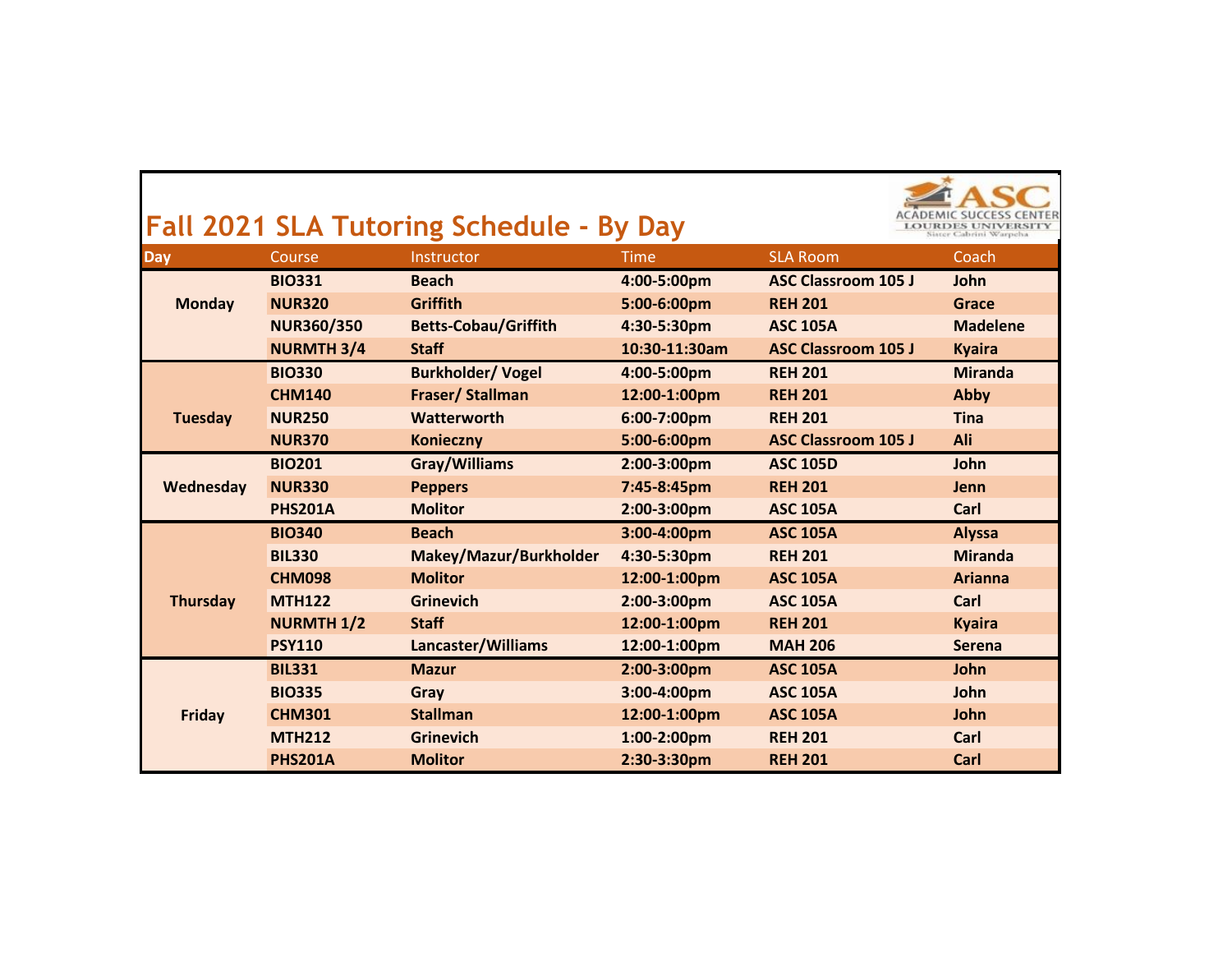# Fall 2021 SLA Tutoring Schedule - By Day

ACADEMIC SUCCESS CENTER
LOURDES UNIVERSITY

| Day | Course | Instructor | Time | SLA Room | Coach |
|---|---|---|---|---|---|
| Monday | **BIO331** | **Beach** | **4:00-5:00pm** | **ASC Classroom 105 J** | **John** |
| | **NUR320** | **Griffith** | **5:00-6:00pm** | **REH 201** | **Grace** |
| | **NUR360/350** | **Betts-Cobau/Griffith** | **4:30-5:30pm** | **ASC 105A** | **Madelene** |
| | **NURMTH 3/4** | **Staff** | **10:30-11:30am** | **ASC Classroom 105 J** | **Kyaira** |
| Tuesday | **BIO330** | **Burkholder/ Vogel** | **4:00-5:00pm** | **REH 201** | **Miranda** |
| | **CHM140** | **Fraser/ Stallman** | **12:00-1:00pm** | **REH 201** | **Abby** |
| | **NUR250** | **Watterworth** | **6:00-7:00pm** | **REH 201** | **Tina** |
| | **NUR370** | **Konieczny** | **5:00-6:00pm** | **ASC Classroom 105 J** | **Ali** |
| Wednesday | **BIO201** | **Gray/Williams** | **2:00-3:00pm** | **ASC 105D** | **John** |
| | **NUR330** | **Peppers** | **7:45-8:45pm** | **REH 201** | **Jenn** |
| | **PHS201A** | **Molitor** | **2:00-3:00pm** | **ASC 105A** | **Carl** |
| Thursday | **BIO340** | **Beach** | **3:00-4:00pm** | **ASC 105A** | **Alyssa** |
| | **BIL330** | **Makey/Mazur/Burkholder** | **4:30-5:30pm** | **REH 201** | **Miranda** |
| | **CHM098** | **Molitor** | **12:00-1:00pm** | **ASC 105A** | **Arianna** |
| | **MTH122** | **Grinevich** | **2:00-3:00pm** | **ASC 105A** | **Carl** |
| | **NURMTH 1/2** | **Staff** | **12:00-1:00pm** | **REH 201** | **Kyaira** |
| | **PSY110** | **Lancaster/Williams** | **12:00-1:00pm** | **MAH 206** | **Serena** |
| Friday | **BIL331** | **Mazur** | **2:00-3:00pm** | **ASC 105A** | **John** |
| | **BIO335** | **Gray** | **3:00-4:00pm** | **ASC 105A** | **John** |
| | **CHM301** | **Stallman** | **12:00-1:00pm** | **ASC 105A** | **John** |
| | **MTH212** | **Grinevich** | **1:00-2:00pm** | **REH 201** | **Carl** |
| | **PHS201A** | **Molitor** | **2:30-3:30pm** | **REH 201** | **Carl** |